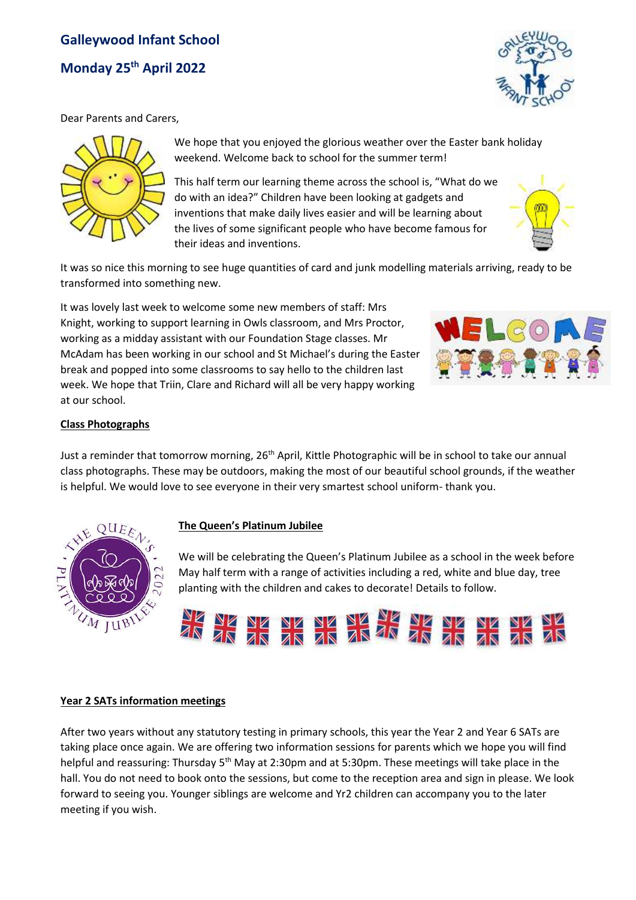# Galleywood Infant School

## Monday 25th April 2022

Dear Parents and Carers,

We hope that you enjoyed the glorious weather over the Easter bank holiday weekend. Welcome back to school for the summer term!

This half term our learning theme across the school is, "What do we do with an idea?" Children have been looking at gadgets and inventions that make daily lives easier and will be learning about the lives of some significant people who have become famous for their ideas and inventions.

It was so nice this morning to see huge quantities of card and junk modelling materials arriving, ready to be transformed into something new.

It was lovely last week to welcome some new members of staff: Mrs Knight, working to support learning in Owls classroom, and Mrs Proctor, working as a midday assistant with our Foundation Stage classes. Mr McAdam has been working in our school and St Michael's during the Easter break and popped into some classrooms to say hello to the children last week. We hope that Triin, Clare and Richard will all be very happy working at our school.

**Class Photographs**

Just a reminder that tomorrow morning, 26th April, Kittle Photographic will be in school to take our annual class photographs. These may be outdoors, making the most of our beautiful school grounds, if the weather is helpful. We would love to see everyone in their very smartest school uniform- thank you.

**The Queen's Platinum Jubilee**

We will be celebrating the Queen's Platinum Jubilee as a school in the week before May half term with a range of activities including a red, white and blue day, tree planting with the children and cakes to decorate! Details to follow.

**Year 2 SATs information meetings**

After two years without any statutory testing in primary schools, this year the Year 2 and Year 6 SATs are taking place once again. We are offering two information sessions for parents which we hope you will find helpful and reassuring: Thursday 5th May at 2:30pm and at 5:30pm. These meetings will take place in the hall. You do not need to book onto the sessions, but come to the reception area and sign in please. We look forward to seeing you. Younger siblings are welcome and Yr2 children can accompany you to the later meeting if you wish.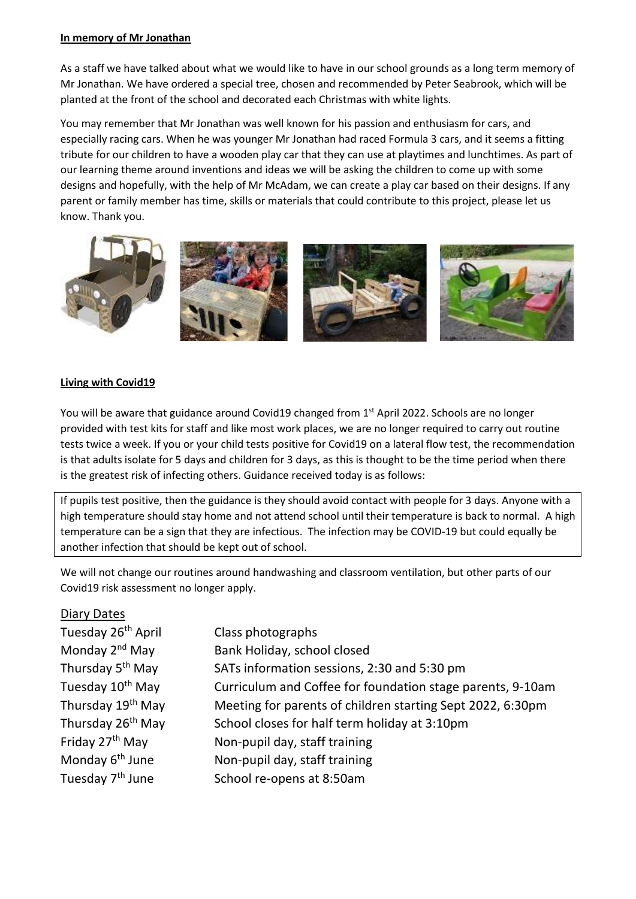**In memory of Mr Jonathan**

As a staff we have talked about what we would like to have in our school grounds as a long term memory of Mr Jonathan. We have ordered a special tree, chosen and recommended by Peter Seabrook, which will be planted at the front of the school and decorated each Christmas with white lights.

You may remember that Mr Jonathan was well known for his passion and enthusiasm for cars, and especially racing cars. When he was younger Mr Jonathan had raced Formula 3 cars, and it seems a fitting tribute for our children to have a wooden play car that they can use at playtimes and lunchtimes. As part of our learning theme around inventions and ideas we will be asking the children to come up with some designs and hopefully, with the help of Mr McAdam, we can create a play car based on their designs. If any parent or family member has time, skills or materials that could contribute to this project, please let us know. Thank you.

**Living with Covid19**

You will be aware that guidance around Covid19 changed from 1st April 2022. Schools are no longer provided with test kits for staff and like most work places, we are no longer required to carry out routine tests twice a week. If you or your child tests positive for Covid19 on a lateral flow test, the recommendation is that adults isolate for 5 days and children for 3 days, as this is thought to be the time period when there is the greatest risk of infecting others. Guidance received today is as follows:

> If pupils test positive, then the guidance is they should avoid contact with people for 3 days. Anyone with a high temperature should stay home and not attend school until their temperature is back to normal. A high temperature can be a sign that they are infectious. The infection may be COVID-19 but could equally be another infection that should be kept out of school.

We will not change our routines around handwashing and classroom ventilation, but other parts of our Covid19 risk assessment no longer apply.

## Diary Dates

| | |
|---|---|
| Tuesday 26th April | Class photographs |
| Monday 2nd May | Bank Holiday, school closed |
| Thursday 5th May | SATs information sessions, 2:30 and 5:30 pm |
| Tuesday 10th May | Curriculum and Coffee for foundation stage parents, 9-10am |
| Thursday 19th May | Meeting for parents of children starting Sept 2022, 6:30pm |
| Thursday 26th May | School closes for half term holiday at 3:10pm |
| Friday 27th May | Non-pupil day, staff training |
| Monday 6th June | Non-pupil day, staff training |
| Tuesday 7th June | School re-opens at 8:50am |